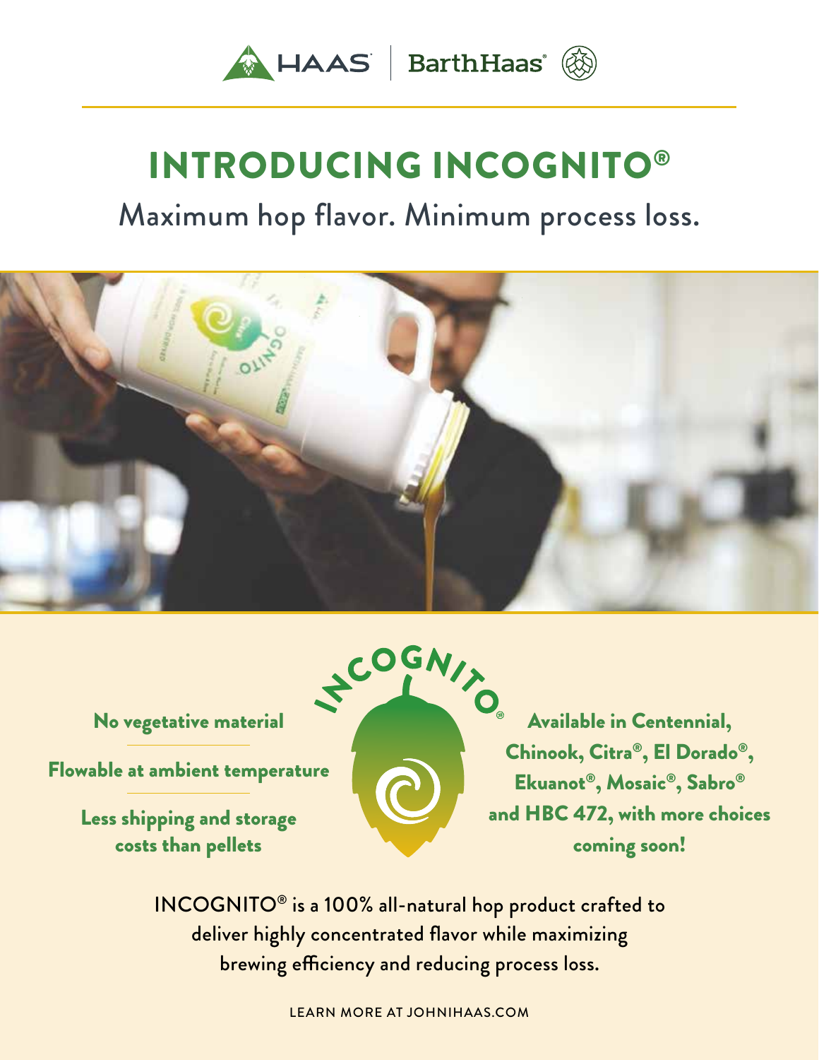HAAS | BarthHaas

# INTRODUCING INCOGNITO®

## Maximum hop flavor. Minimum process loss.

**No vegetative material**

**Flowable at ambient temperature**

**Less shipping and storage costs than pellets**

INCOGNITO®

**Available in Centennial, Chinook, Citra®, El Dorado®, Ekuanot®, Mosaic®, Sabro® and HBC 472, with more choices coming soon!**

INCOGNITO® is a 100% all-natural hop product crafted to deliver highly concentrated flavor while maximizing brewing efficiency and reducing process loss.

LEARN MORE AT JOHNIHAAS.COM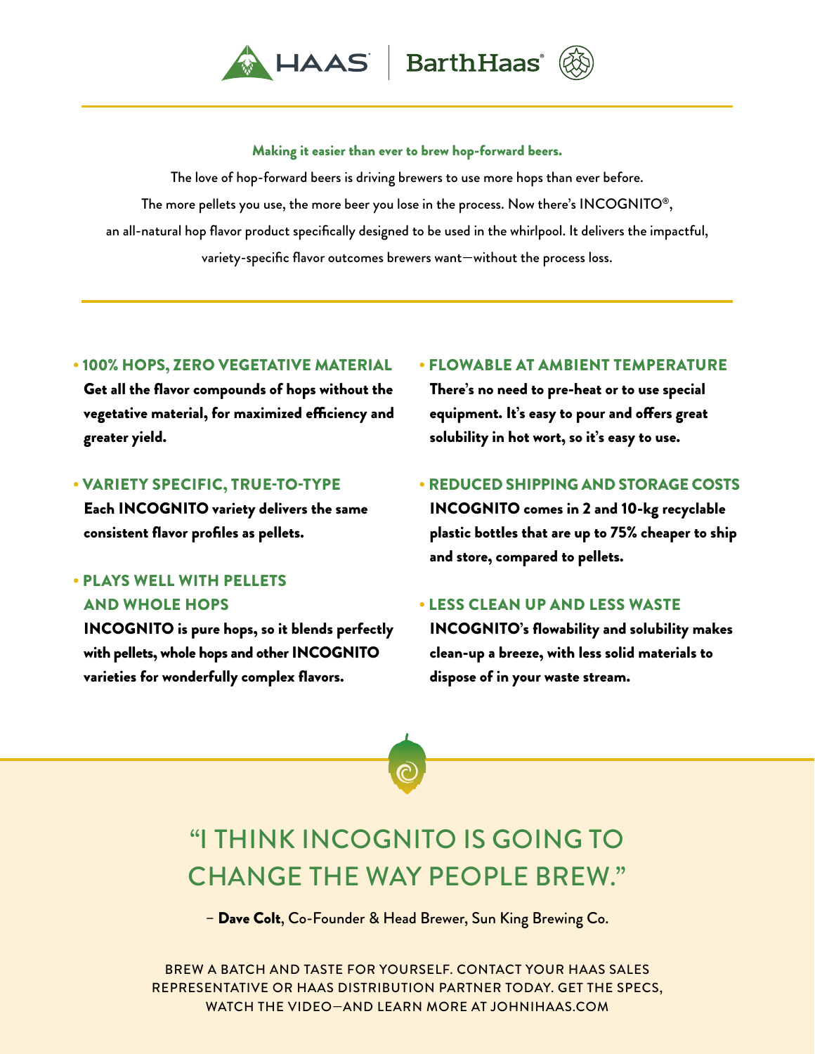HAAS | BarthHaas

**Making it easier than ever to brew hop-forward beers.**

The love of hop-forward beers is driving brewers to use more hops than ever before. The more pellets you use, the more beer you lose in the process. Now there's INCOGNITO®, an all-natural hop flavor product specifically designed to be used in the whirlpool. It delivers the impactful, variety-specific flavor outcomes brewers want—without the process loss.

- **100% HOPS, ZERO VEGETATIVE MATERIAL**
  **Get all the flavor compounds of hops without the vegetative material, for maximized efficiency and greater yield.**

- **VARIETY SPECIFIC, TRUE-TO-TYPE**
  **Each INCOGNITO variety delivers the same consistent flavor profiles as pellets.**

- **PLAYS WELL WITH PELLETS AND WHOLE HOPS**
  **INCOGNITO is pure hops, so it blends perfectly with pellets, whole hops and other INCOGNITO varieties for wonderfully complex flavors.**

- **FLOWABLE AT AMBIENT TEMPERATURE**
  **There's no need to pre-heat or to use special equipment. It's easy to pour and offers great solubility in hot wort, so it's easy to use.**

- **REDUCED SHIPPING AND STORAGE COSTS**
  **INCOGNITO comes in 2 and 10-kg recyclable plastic bottles that are up to 75% cheaper to ship and store, compared to pellets.**

- **LESS CLEAN UP AND LESS WASTE**
  **INCOGNITO's flowability and solubility makes clean-up a breeze, with less solid materials to dispose of in your waste stream.**

## "I THINK INCOGNITO IS GOING TO CHANGE THE WAY PEOPLE BREW."

– **Dave Colt**, Co-Founder & Head Brewer, Sun King Brewing Co.

BREW A BATCH AND TASTE FOR YOURSELF. CONTACT YOUR HAAS SALES REPRESENTATIVE OR HAAS DISTRIBUTION PARTNER TODAY. GET THE SPECS, WATCH THE VIDEO—AND LEARN MORE AT JOHNIHAAS.COM